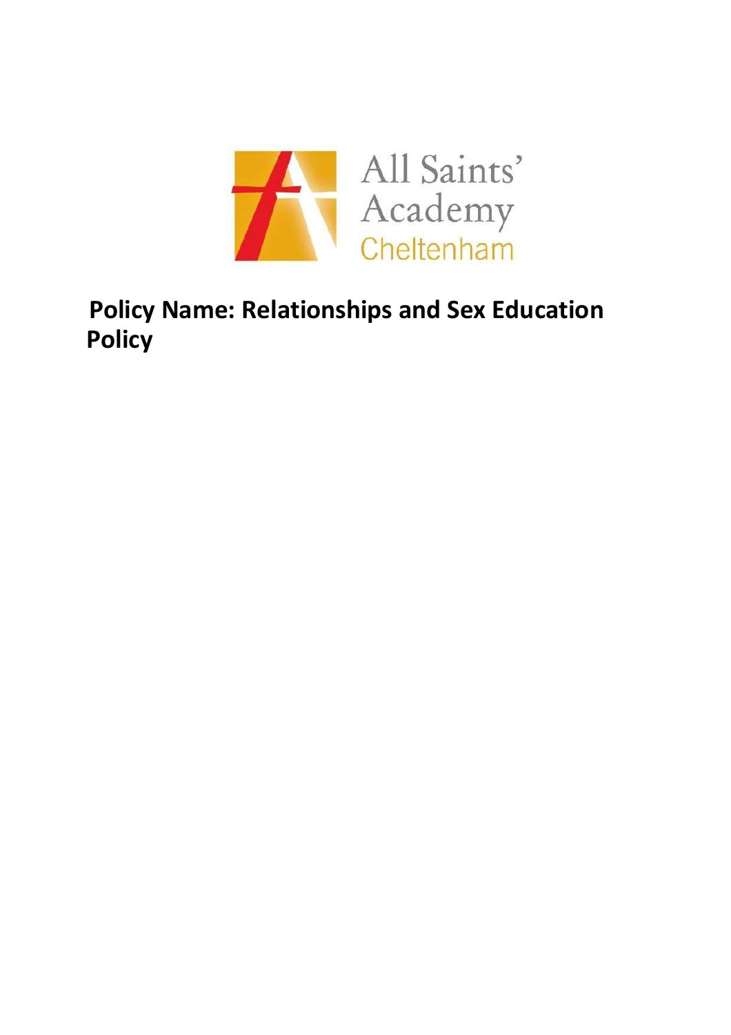All Saints' Academy
Cheltenham

**Policy Name: Relationships and Sex Education Policy**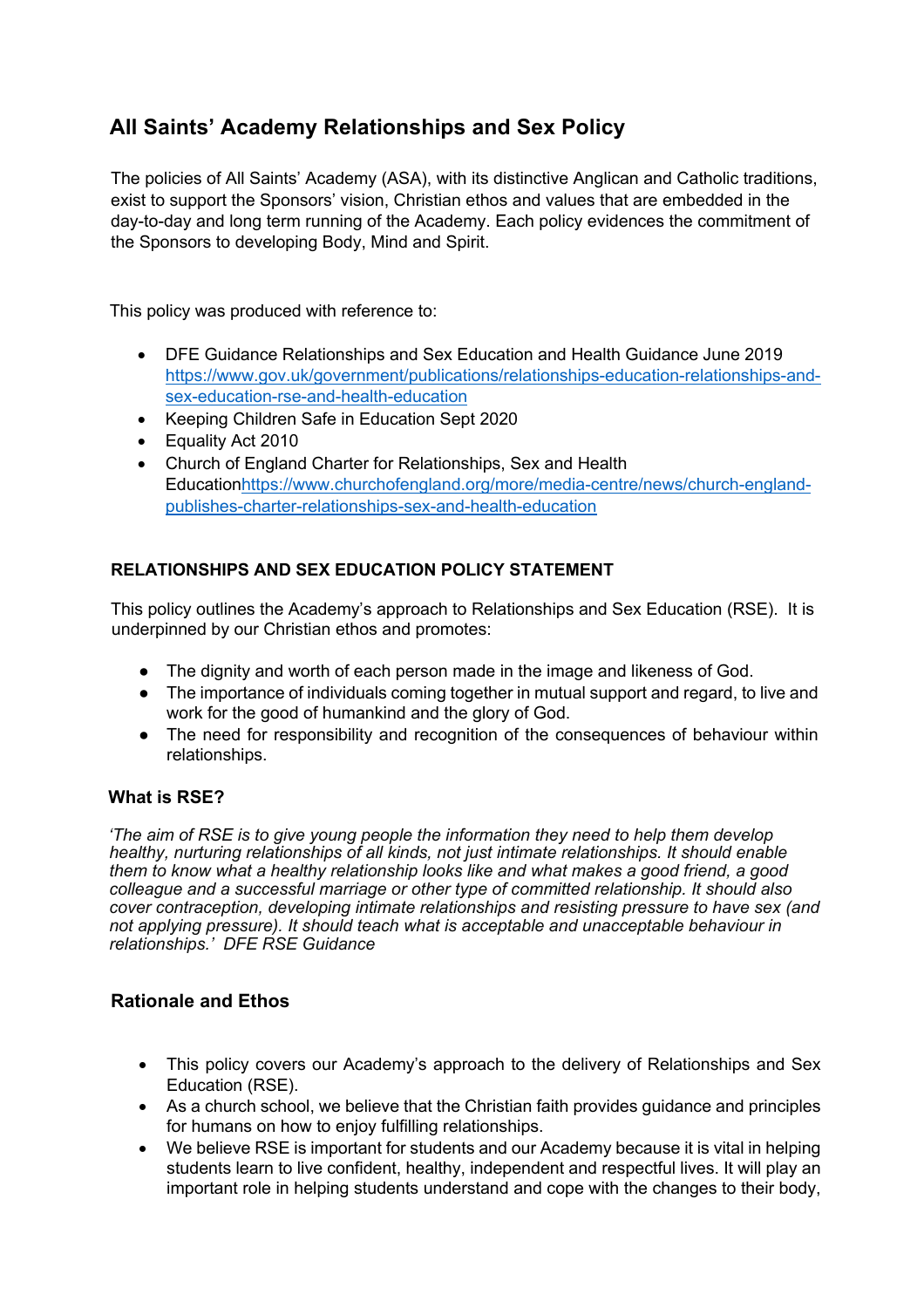# All Saints' Academy Relationships and Sex Policy

The policies of All Saints' Academy (ASA), with its distinctive Anglican and Catholic traditions, exist to support the Sponsors' vision, Christian ethos and values that are embedded in the day-to-day and long term running of the Academy. Each policy evidences the commitment of the Sponsors to developing Body, Mind and Spirit.

This policy was produced with reference to:

- DFE Guidance Relationships and Sex Education and Health Guidance June 2019 [https://www.gov.uk/government/publications/relationships-education-relationships-and-sex-education-rse-and-health-education](https://www.gov.uk/government/publications/relationships-education-relationships-and-sex-education-rse-and-health-education)
- Keeping Children Safe in Education Sept 2020
- Equality Act 2010
- Church of England Charter for Relationships, Sex and Health Education[https://www.churchofengland.org/more/media-centre/news/church-england-publishes-charter-relationships-sex-and-health-education](https://www.churchofengland.org/more/media-centre/news/church-england-publishes-charter-relationships-sex-and-health-education)

### RELATIONSHIPS AND SEX EDUCATION POLICY STATEMENT

This policy outlines the Academy's approach to Relationships and Sex Education (RSE). It is underpinned by our Christian ethos and promotes:

- The dignity and worth of each person made in the image and likeness of God.
- The importance of individuals coming together in mutual support and regard, to live and work for the good of humankind and the glory of God.
- The need for responsibility and recognition of the consequences of behaviour within relationships.

### What is RSE?

*'The aim of RSE is to give young people the information they need to help them develop healthy, nurturing relationships of all kinds, not just intimate relationships. It should enable them to know what a healthy relationship looks like and what makes a good friend, a good colleague and a successful marriage or other type of committed relationship. It should also cover contraception, developing intimate relationships and resisting pressure to have sex (and not applying pressure). It should teach what is acceptable and unacceptable behaviour in relationships.' DFE RSE Guidance*

### Rationale and Ethos

- This policy covers our Academy's approach to the delivery of Relationships and Sex Education (RSE).
- As a church school, we believe that the Christian faith provides guidance and principles for humans on how to enjoy fulfilling relationships.
- We believe RSE is important for students and our Academy because it is vital in helping students learn to live confident, healthy, independent and respectful lives. It will play an important role in helping students understand and cope with the changes to their body,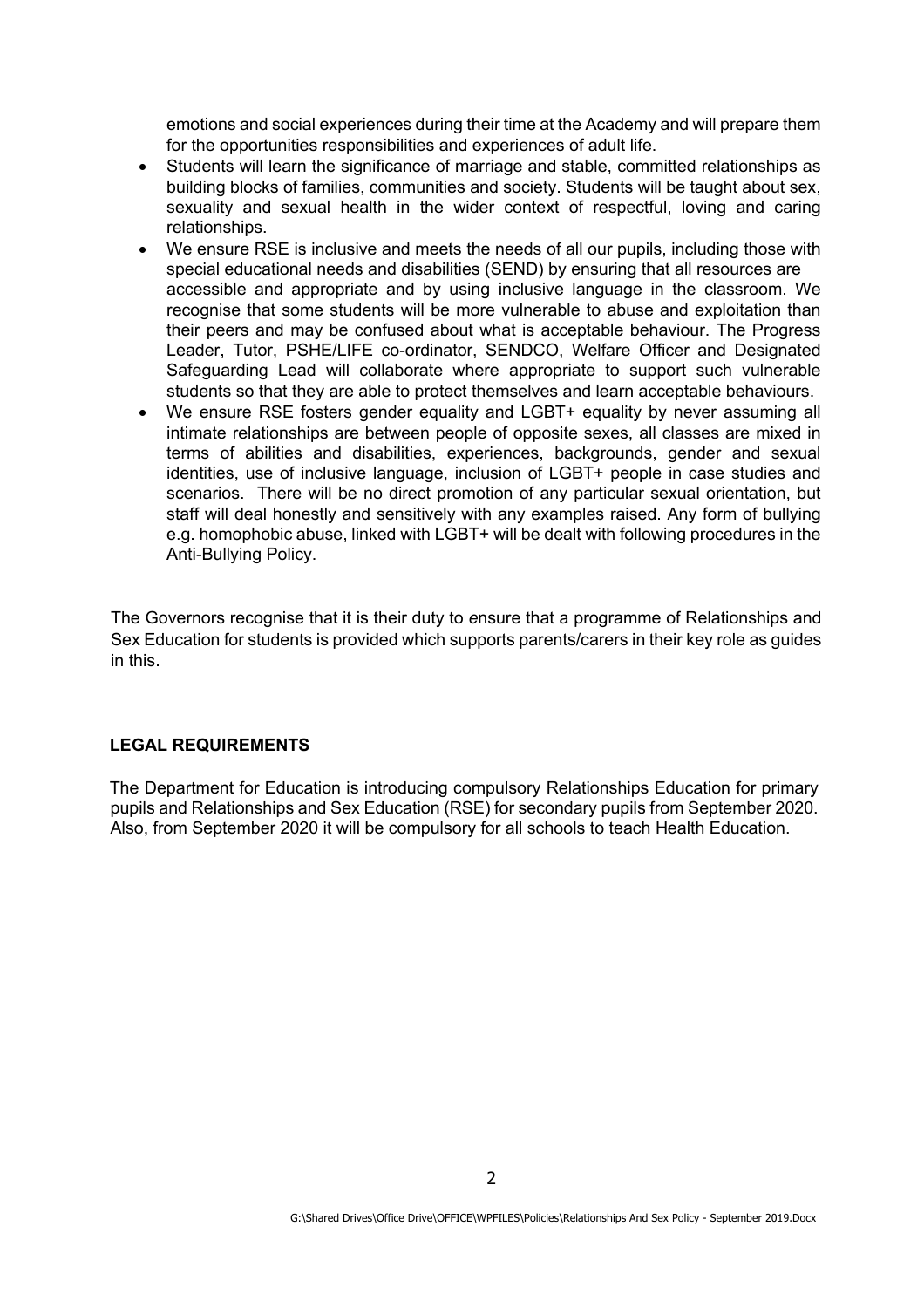emotions and social experiences during their time at the Academy and will prepare them for the opportunities responsibilities and experiences of adult life.

- Students will learn the significance of marriage and stable, committed relationships as building blocks of families, communities and society. Students will be taught about sex, sexuality and sexual health in the wider context of respectful, loving and caring relationships.
- We ensure RSE is inclusive and meets the needs of all our pupils, including those with special educational needs and disabilities (SEND) by ensuring that all resources are accessible and appropriate and by using inclusive language in the classroom. We recognise that some students will be more vulnerable to abuse and exploitation than their peers and may be confused about what is acceptable behaviour. The Progress Leader, Tutor, PSHE/LIFE co-ordinator, SENDCO, Welfare Officer and Designated Safeguarding Lead will collaborate where appropriate to support such vulnerable students so that they are able to protect themselves and learn acceptable behaviours.
- We ensure RSE fosters gender equality and LGBT+ equality by never assuming all intimate relationships are between people of opposite sexes, all classes are mixed in terms of abilities and disabilities, experiences, backgrounds, gender and sexual identities, use of inclusive language, inclusion of LGBT+ people in case studies and scenarios. There will be no direct promotion of any particular sexual orientation, but staff will deal honestly and sensitively with any examples raised. Any form of bullying e.g. homophobic abuse, linked with LGBT+ will be dealt with following procedures in the Anti-Bullying Policy.

The Governors recognise that it is their duty to *e*nsure that a programme of Relationships and Sex Education for students is provided which supports parents/carers in their key role as guides in this.

## LEGAL REQUIREMENTS

The Department for Education is introducing compulsory Relationships Education for primary pupils and Relationships and Sex Education (RSE) for secondary pupils from September 2020. Also, from September 2020 it will be compulsory for all schools to teach Health Education.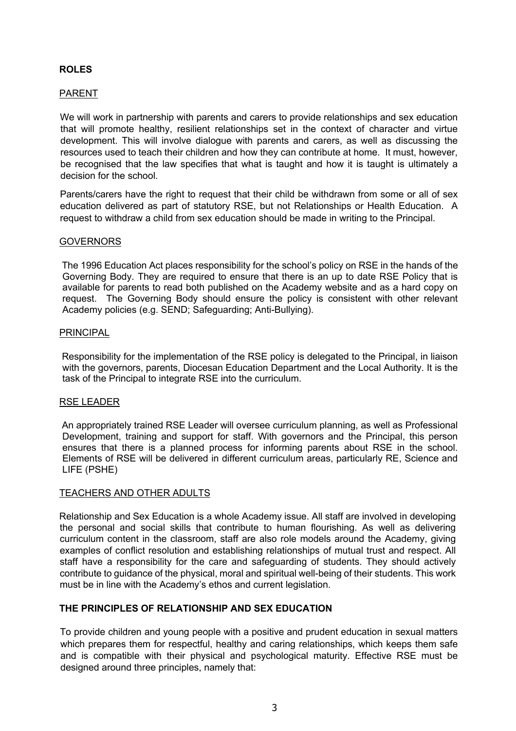## ROLES

### PARENT

We will work in partnership with parents and carers to provide relationships and sex education that will promote healthy, resilient relationships set in the context of character and virtue development. This will involve dialogue with parents and carers, as well as discussing the resources used to teach their children and how they can contribute at home. It must, however, be recognised that the law specifies that what is taught and how it is taught is ultimately a decision for the school.

Parents/carers have the right to request that their child be withdrawn from some or all of sex education delivered as part of statutory RSE, but not Relationships or Health Education. A request to withdraw a child from sex education should be made in writing to the Principal.

### GOVERNORS

The 1996 Education Act places responsibility for the school's policy on RSE in the hands of the Governing Body. They are required to ensure that there is an up to date RSE Policy that is available for parents to read both published on the Academy website and as a hard copy on request. The Governing Body should ensure the policy is consistent with other relevant Academy policies (e.g. SEND; Safeguarding; Anti-Bullying).

### PRINCIPAL

Responsibility for the implementation of the RSE policy is delegated to the Principal, in liaison with the governors, parents, Diocesan Education Department and the Local Authority. It is the task of the Principal to integrate RSE into the curriculum.

### RSE LEADER

An appropriately trained RSE Leader will oversee curriculum planning, as well as Professional Development, training and support for staff. With governors and the Principal, this person ensures that there is a planned process for informing parents about RSE in the school. Elements of RSE will be delivered in different curriculum areas, particularly RE, Science and LIFE (PSHE)

### TEACHERS AND OTHER ADULTS

Relationship and Sex Education is a whole Academy issue. All staff are involved in developing the personal and social skills that contribute to human flourishing. As well as delivering curriculum content in the classroom, staff are also role models around the Academy, giving examples of conflict resolution and establishing relationships of mutual trust and respect. All staff have a responsibility for the care and safeguarding of students. They should actively contribute to guidance of the physical, moral and spiritual well-being of their students. This work must be in line with the Academy's ethos and current legislation.

## THE PRINCIPLES OF RELATIONSHIP AND SEX EDUCATION

To provide children and young people with a positive and prudent education in sexual matters which prepares them for respectful, healthy and caring relationships, which keeps them safe and is compatible with their physical and psychological maturity. Effective RSE must be designed around three principles, namely that: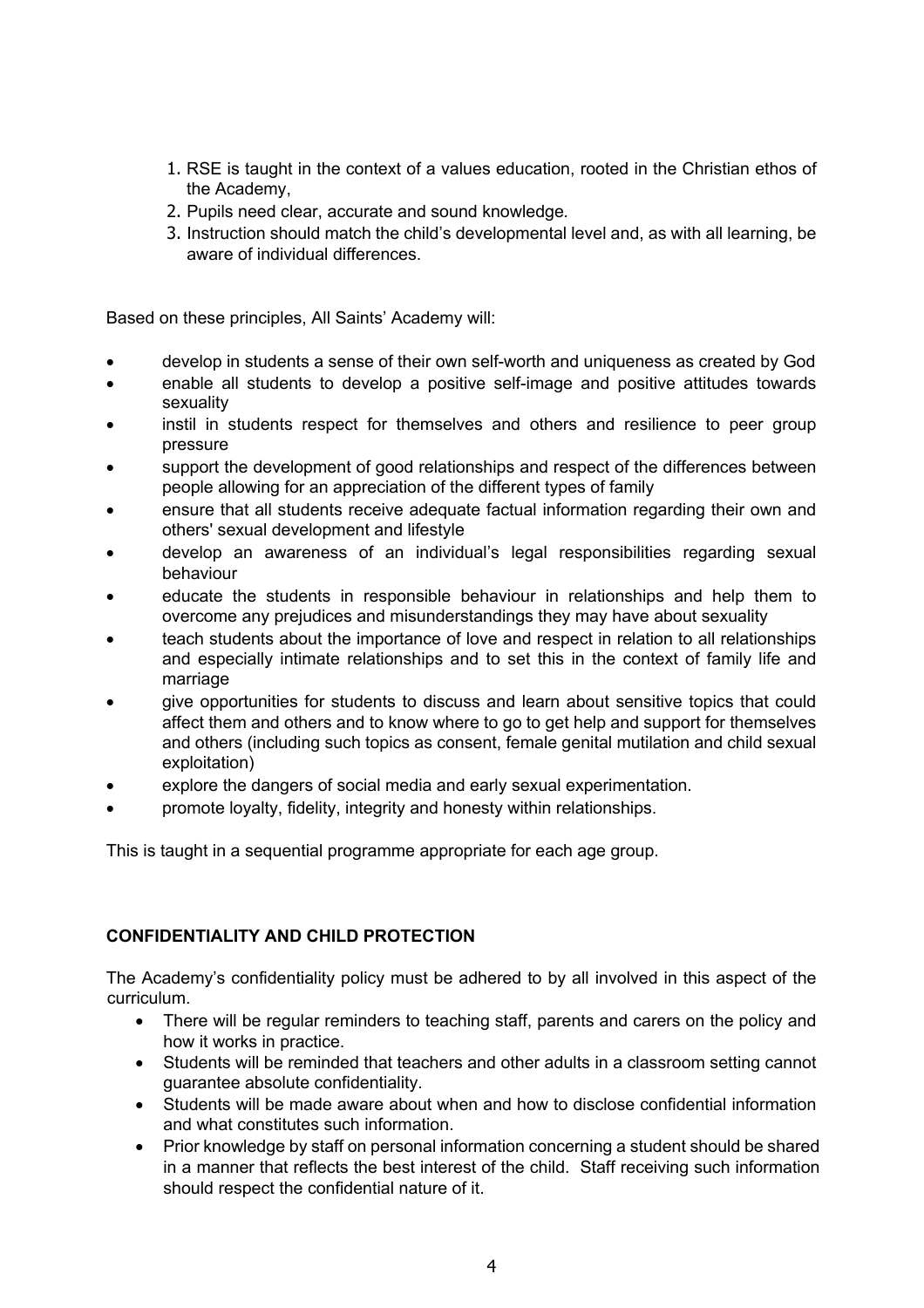1. RSE is taught in the context of a values education, rooted in the Christian ethos of the Academy,
2. Pupils need clear, accurate and sound knowledge.
3. Instruction should match the child's developmental level and, as with all learning, be aware of individual differences.

Based on these principles, All Saints' Academy will:

- develop in students a sense of their own self-worth and uniqueness as created by God
- enable all students to develop a positive self-image and positive attitudes towards sexuality
- instil in students respect for themselves and others and resilience to peer group pressure
- support the development of good relationships and respect of the differences between people allowing for an appreciation of the different types of family
- ensure that all students receive adequate factual information regarding their own and others' sexual development and lifestyle
- develop an awareness of an individual's legal responsibilities regarding sexual behaviour
- educate the students in responsible behaviour in relationships and help them to overcome any prejudices and misunderstandings they may have about sexuality
- teach students about the importance of love and respect in relation to all relationships and especially intimate relationships and to set this in the context of family life and marriage
- give opportunities for students to discuss and learn about sensitive topics that could affect them and others and to know where to go to get help and support for themselves and others (including such topics as consent, female genital mutilation and child sexual exploitation)
- explore the dangers of social media and early sexual experimentation.
- promote loyalty, fidelity, integrity and honesty within relationships.

This is taught in a sequential programme appropriate for each age group.

## CONFIDENTIALITY AND CHILD PROTECTION

The Academy's confidentiality policy must be adhered to by all involved in this aspect of the curriculum.

- There will be regular reminders to teaching staff, parents and carers on the policy and how it works in practice.
- Students will be reminded that teachers and other adults in a classroom setting cannot guarantee absolute confidentiality.
- Students will be made aware about when and how to disclose confidential information and what constitutes such information.
- Prior knowledge by staff on personal information concerning a student should be shared in a manner that reflects the best interest of the child. Staff receiving such information should respect the confidential nature of it.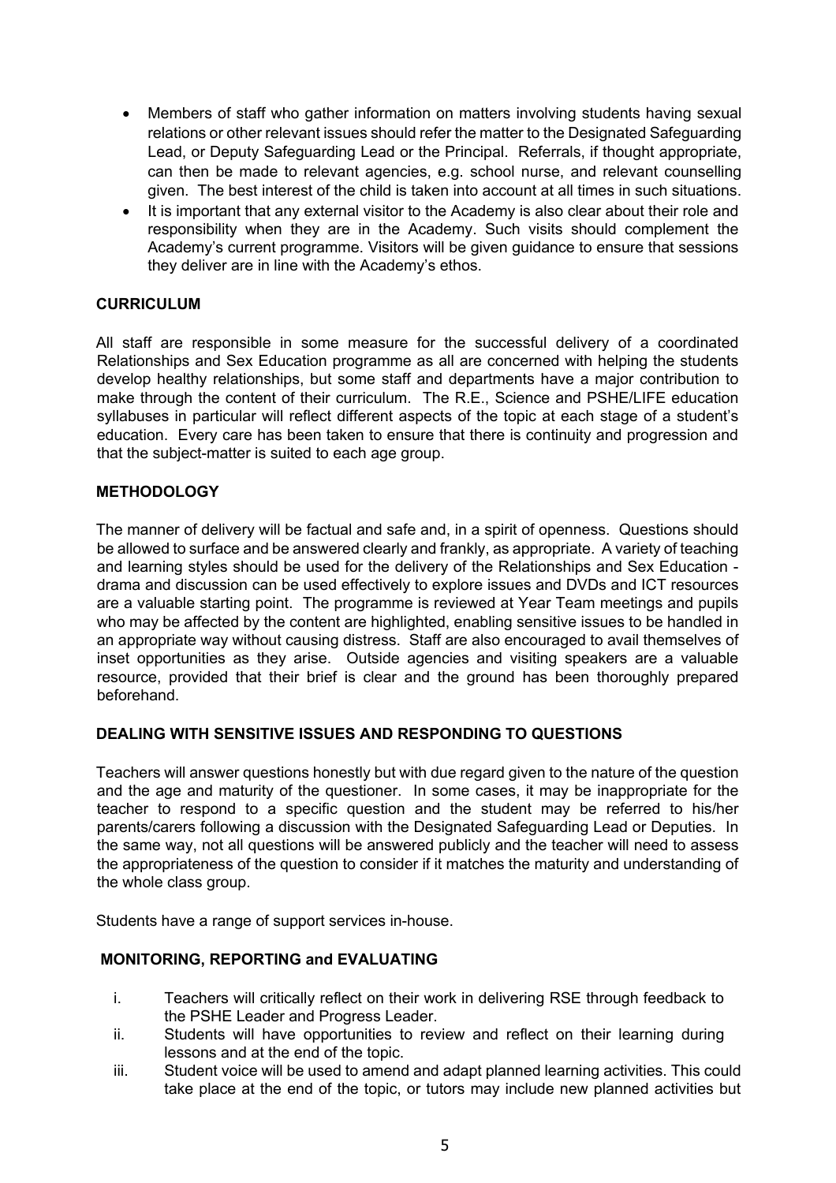- Members of staff who gather information on matters involving students having sexual relations or other relevant issues should refer the matter to the Designated Safeguarding Lead, or Deputy Safeguarding Lead or the Principal. Referrals, if thought appropriate, can then be made to relevant agencies, e.g. school nurse, and relevant counselling given. The best interest of the child is taken into account at all times in such situations.
- It is important that any external visitor to the Academy is also clear about their role and responsibility when they are in the Academy. Such visits should complement the Academy's current programme. Visitors will be given guidance to ensure that sessions they deliver are in line with the Academy's ethos.

**CURRICULUM**

All staff are responsible in some measure for the successful delivery of a coordinated Relationships and Sex Education programme as all are concerned with helping the students develop healthy relationships, but some staff and departments have a major contribution to make through the content of their curriculum. The R.E., Science and PSHE/LIFE education syllabuses in particular will reflect different aspects of the topic at each stage of a student's education. Every care has been taken to ensure that there is continuity and progression and that the subject-matter is suited to each age group.

**METHODOLOGY**

The manner of delivery will be factual and safe and, in a spirit of openness. Questions should be allowed to surface and be answered clearly and frankly, as appropriate. A variety of teaching and learning styles should be used for the delivery of the Relationships and Sex Education - drama and discussion can be used effectively to explore issues and DVDs and ICT resources are a valuable starting point. The programme is reviewed at Year Team meetings and pupils who may be affected by the content are highlighted, enabling sensitive issues to be handled in an appropriate way without causing distress. Staff are also encouraged to avail themselves of inset opportunities as they arise. Outside agencies and visiting speakers are a valuable resource, provided that their brief is clear and the ground has been thoroughly prepared beforehand.

**DEALING WITH SENSITIVE ISSUES AND RESPONDING TO QUESTIONS**

Teachers will answer questions honestly but with due regard given to the nature of the question and the age and maturity of the questioner. In some cases, it may be inappropriate for the teacher to respond to a specific question and the student may be referred to his/her parents/carers following a discussion with the Designated Safeguarding Lead or Deputies. In the same way, not all questions will be answered publicly and the teacher will need to assess the appropriateness of the question to consider if it matches the maturity and understanding of the whole class group.

Students have a range of support services in-house.

**MONITORING, REPORTING and EVALUATING**

i. Teachers will critically reflect on their work in delivering RSE through feedback to the PSHE Leader and Progress Leader.

ii. Students will have opportunities to review and reflect on their learning during lessons and at the end of the topic.

iii. Student voice will be used to amend and adapt planned learning activities. This could take place at the end of the topic, or tutors may include new planned activities but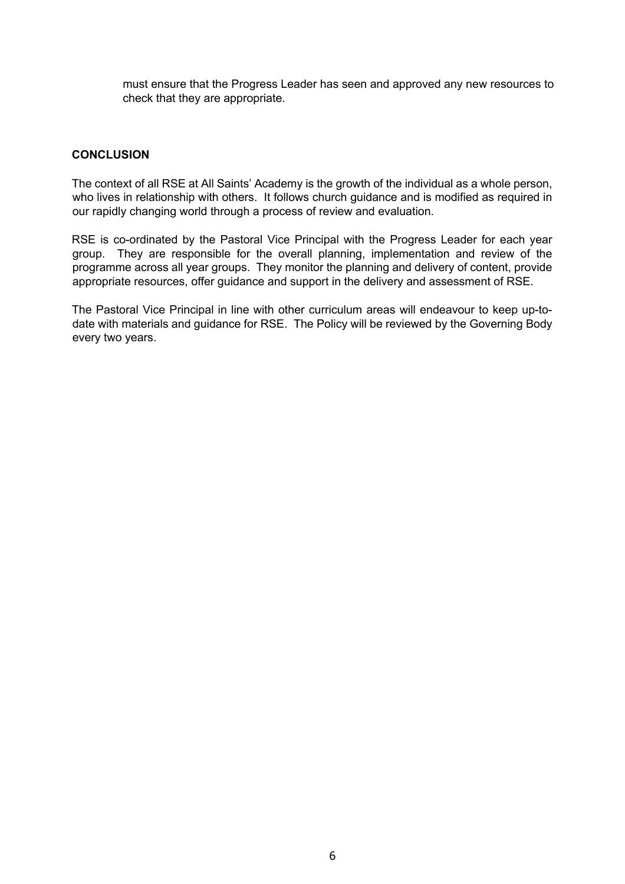must ensure that the Progress Leader has seen and approved any new resources to check that they are appropriate.

**CONCLUSION**

The context of all RSE at All Saints' Academy is the growth of the individual as a whole person, who lives in relationship with others. It follows church guidance and is modified as required in our rapidly changing world through a process of review and evaluation.

RSE is co-ordinated by the Pastoral Vice Principal with the Progress Leader for each year group. They are responsible for the overall planning, implementation and review of the programme across all year groups. They monitor the planning and delivery of content, provide appropriate resources, offer guidance and support in the delivery and assessment of RSE.

The Pastoral Vice Principal in line with other curriculum areas will endeavour to keep up-to-date with materials and guidance for RSE. The Policy will be reviewed by the Governing Body every two years.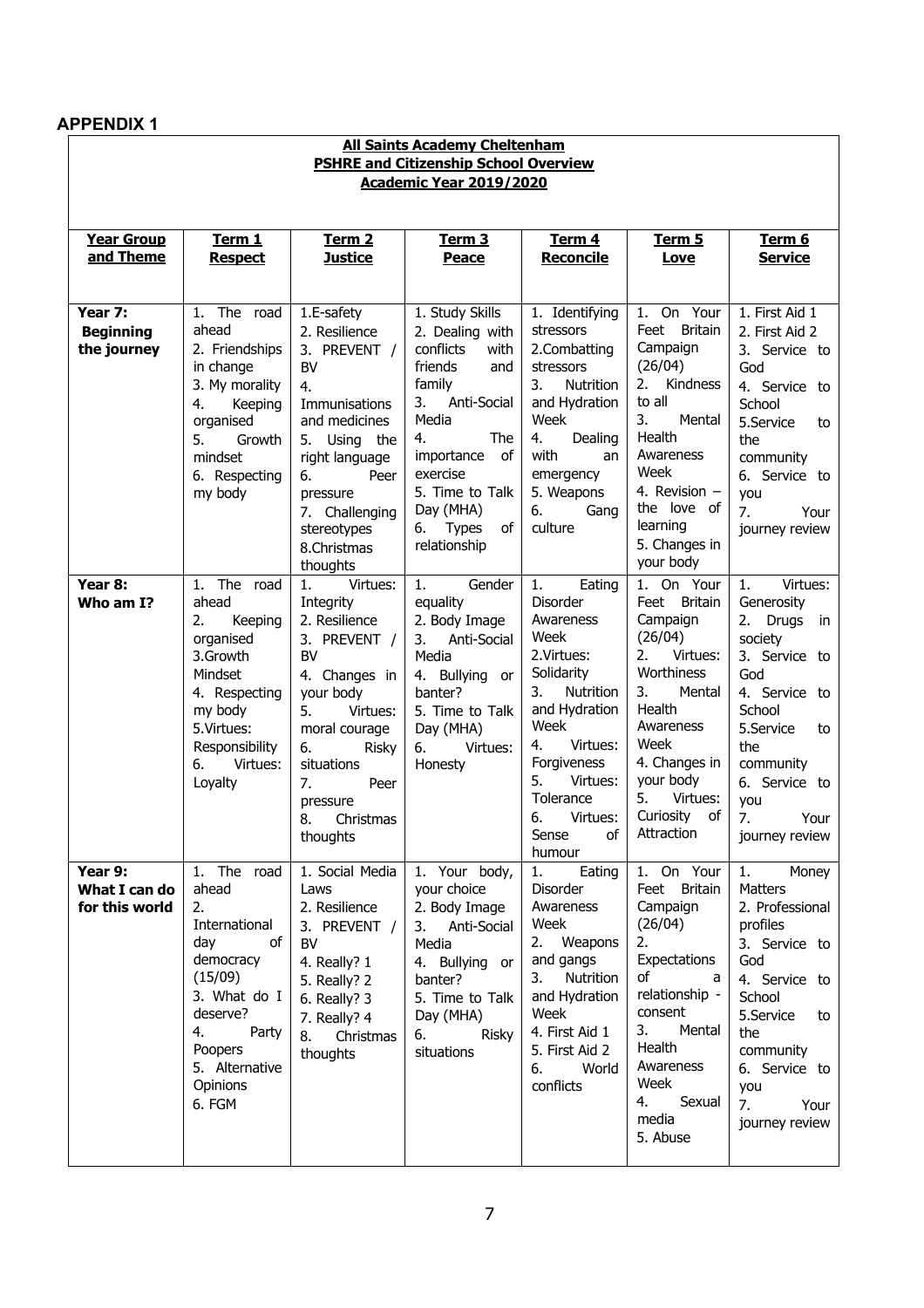## APPENDIX 1

**All Saints Academy Cheltenham**
**PSHRE and Citizenship School Overview**
**Academic Year 2019/2020**

| Year Group and Theme | Term 1 Respect | Term 2 Justice | Term 3 Peace | Term 4 Reconcile | Term 5 Love | Term 6 Service |
|---|---|---|---|---|---|---|
| **Year 7: Beginning the journey** | 1. The road ahead<br>2. Friendships in change<br>3. My morality<br>4. Keeping organised<br>5. Growth mindset<br>6. Respecting my body | 1.E-safety<br>2. Resilience<br>3. PREVENT / BV<br>4. Immunisations and medicines<br>5. Using the right language<br>6. Peer pressure<br>7. Challenging stereotypes<br>8.Christmas thoughts | 1. Study Skills<br>2. Dealing with conflicts with friends and family<br>3. Anti-Social Media<br>4. The importance of exercise<br>5. Time to Talk Day (MHA)<br>6. Types of relationship | 1. Identifying stressors<br>2.Combatting stressors<br>3. Nutrition and Hydration Week<br>4. Dealing with an emergency<br>5. Weapons<br>6. Gang culture | 1. On Your Feet Britain Campaign (26/04)<br>2. Kindness to all<br>3. Mental Health Awareness Week<br>4. Revision – the love of learning<br>5. Changes in your body | 1. First Aid 1<br>2. First Aid 2<br>3. Service to God<br>4. Service to School<br>5.Service to the community<br>6. Service to you<br>7. Your journey review |
| **Year 8: Who am I?** | 1. The road ahead<br>2. Keeping organised<br>3.Growth Mindset<br>4. Respecting my body<br>5.Virtues: Responsibility<br>6. Virtues: Loyalty | 1. Virtues: Integrity<br>2. Resilience<br>3. PREVENT / BV<br>4. Changes in your body<br>5. Virtues: moral courage<br>6. Risky situations<br>7. Peer pressure<br>8. Christmas thoughts | 1. Gender equality<br>2. Body Image<br>3. Anti-Social Media<br>4. Bullying or banter?<br>5. Time to Talk Day (MHA)<br>6. Virtues: Honesty | 1. Eating Disorder Awareness Week<br>2.Virtues: Solidarity<br>3. Nutrition and Hydration Week<br>4. Virtues: Forgiveness<br>5. Virtues: Tolerance<br>6. Virtues: Sense of humour | 1. On Your Feet Britain Campaign (26/04)<br>2. Virtues: Worthiness<br>3. Mental Health Awareness Week<br>4. Changes in your body<br>5. Virtues: Curiosity of Attraction | 1. Virtues: Generosity<br>2. Drugs in society<br>3. Service to God<br>4. Service to School<br>5.Service to the community<br>6. Service to you<br>7. Your journey review |
| **Year 9: What I can do for this world** | 1. The road ahead<br>2. International day of democracy (15/09)<br>3. What do I deserve?<br>4. Party Poopers<br>5. Alternative Opinions<br>6. FGM | 1. Social Media Laws<br>2. Resilience<br>3. PREVENT / BV<br>4. Really? 1<br>5. Really? 2<br>6. Really? 3<br>7. Really? 4<br>8. Christmas thoughts | 1. Your body, your choice<br>2. Body Image<br>3. Anti-Social Media<br>4. Bullying or banter?<br>5. Time to Talk Day (MHA)<br>6. Risky situations | 1. Eating Disorder Awareness Week<br>2. Weapons and gangs<br>3. Nutrition and Hydration Week<br>4. First Aid 1<br>5. First Aid 2<br>6. World conflicts | 1. On Your Feet Britain Campaign (26/04)<br>2. Expectations of a relationship - consent<br>3. Mental Health Awareness Week<br>4. Sexual media<br>5. Abuse | 1. Money Matters<br>2. Professional profiles<br>3. Service to God<br>4. Service to School<br>5.Service to the community<br>6. Service to you<br>7. Your journey review |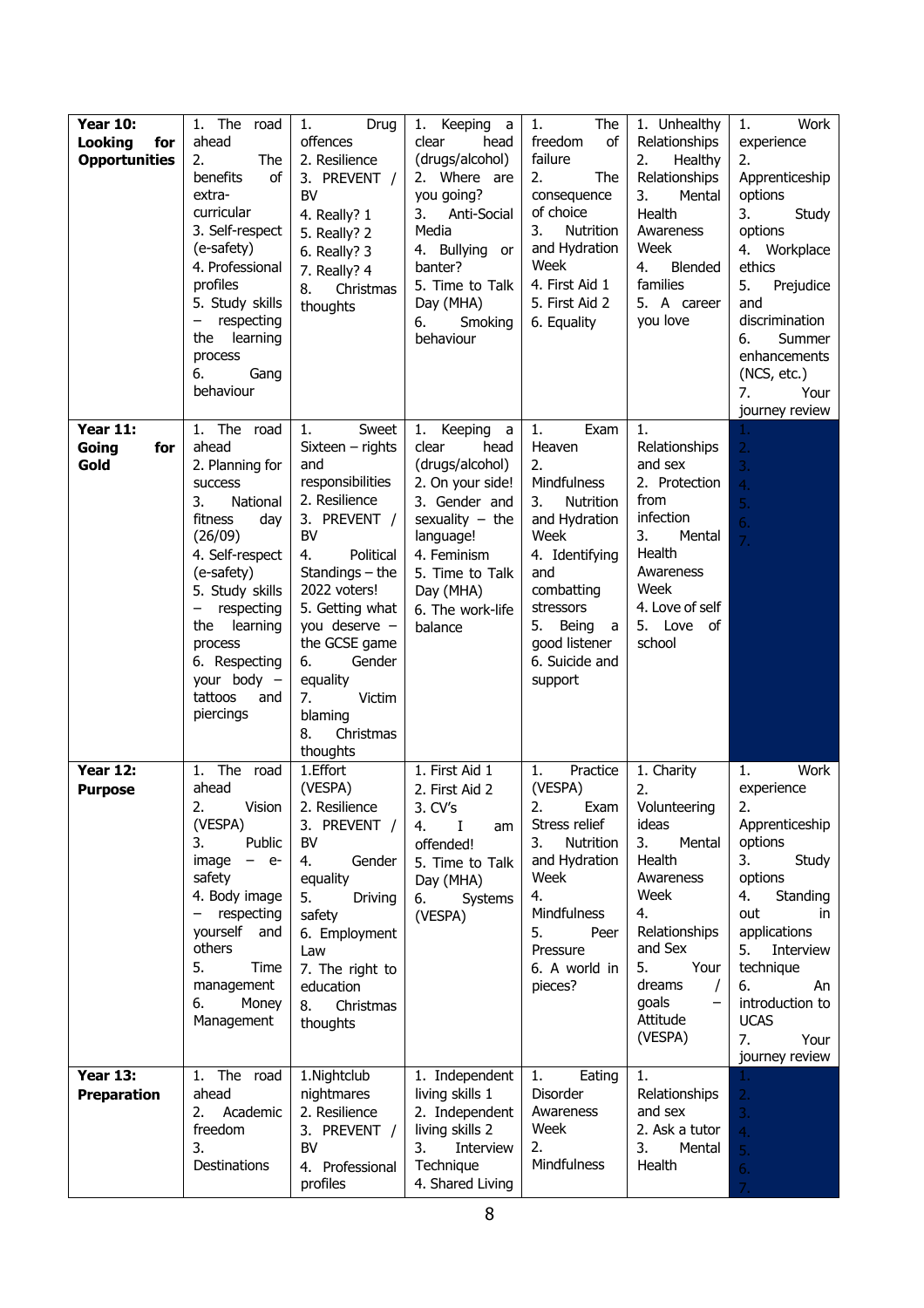| | | | | | | |
|---|---|---|---|---|---|---|
| **Year 10: Looking for Opportunities** | 1. The road ahead<br>2. The benefits of extra-curricular<br>3. Self-respect (e-safety)<br>4. Professional profiles<br>5. Study skills – respecting the learning process<br>6. Gang behaviour | 1. Drug offences<br>2. Resilience<br>3. PREVENT / BV<br>4. Really? 1<br>5. Really? 2<br>6. Really? 3<br>7. Really? 4<br>8. Christmas thoughts | 1. Keeping a clear head (drugs/alcohol)<br>2. Where are you going?<br>3. Anti-Social Media<br>4. Bullying or banter?<br>5. Time to Talk Day (MHA)<br>6. Smoking behaviour | 1. The freedom of failure<br>2. The consequence of choice<br>3. Nutrition and Hydration Week<br>4. First Aid 1<br>5. First Aid 2<br>6. Equality | 1. Unhealthy Relationships<br>2. Healthy Relationships<br>3. Mental Health Awareness Week<br>4. Blended families<br>5. A career you love | 1. Work experience<br>2. Apprenticeship options<br>3. Study options<br>4. Workplace ethics<br>5. Prejudice and discrimination<br>6. Summer enhancements (NCS, etc.)<br>7. Your journey review |
| **Year 11: Going for Gold** | 1. The road ahead<br>2. Planning for success<br>3. National fitness day (26/09)<br>4. Self-respect (e-safety)<br>5. Study skills – respecting the learning process<br>6. Respecting your body – tattoos and piercings | 1. Sweet Sixteen – rights and responsibilities<br>2. Resilience<br>3. PREVENT / BV<br>4. Political Standings – the 2022 voters!<br>5. Getting what you deserve – the GCSE game<br>6. Gender equality<br>7. Victim blaming<br>8. Christmas thoughts | 1. Keeping a clear head (drugs/alcohol)<br>2. On your side!<br>3. Gender and sexuality – the language!<br>4. Feminism<br>5. Time to Talk Day (MHA)<br>6. The work-life balance | 1. Exam Heaven<br>2. Mindfulness<br>3. Nutrition and Hydration Week<br>4. Identifying and combatting stressors<br>5. Being a good listener<br>6. Suicide and support | 1. Relationships and sex<br>2. Protection from infection<br>3. Mental Health Awareness Week<br>4. Love of self<br>5. Love of school | 1.<br>2.<br>3.<br>4.<br>5.<br>6.<br>7. |
| **Year 12: Purpose** | 1. The road ahead<br>2. Vision (VESPA)<br>3. Public image – e-safety<br>4. Body image – respecting yourself and others<br>5. Time management<br>6. Money Management | 1.Effort (VESPA)<br>2. Resilience<br>3. PREVENT / BV<br>4. Gender equality<br>5. Driving safety<br>6. Employment Law<br>7. The right to education<br>8. Christmas thoughts | 1. First Aid 1<br>2. First Aid 2<br>3. CV's<br>4. I am offended!<br>5. Time to Talk Day (MHA)<br>6. Systems (VESPA) | 1. Practice (VESPA)<br>2. Exam Stress relief<br>3. Nutrition and Hydration Week<br>4. Mindfulness<br>5. Peer Pressure<br>6. A world in pieces? | 1. Charity<br>2. Volunteering ideas<br>3. Mental Health Awareness Week<br>4. Relationships and Sex<br>5. Your dreams / goals – Attitude (VESPA) | 1. Work experience<br>2. Apprenticeship options<br>3. Study options<br>4. Standing out in applications<br>5. Interview technique<br>6. An introduction to UCAS<br>7. Your journey review |
| **Year 13: Preparation** | 1. The road ahead<br>2. Academic freedom<br>3. Destinations | 1.Nightclub nightmares<br>2. Resilience<br>3. PREVENT / BV<br>4. Professional profiles | 1. Independent living skills 1<br>2. Independent living skills 2<br>3. Interview Technique<br>4. Shared Living | 1. Eating Disorder Awareness Week<br>2. Mindfulness | 1. Relationships and sex<br>2. Ask a tutor<br>3. Mental Health | 1.<br>2.<br>3.<br>4.<br>5.<br>6.<br>7. |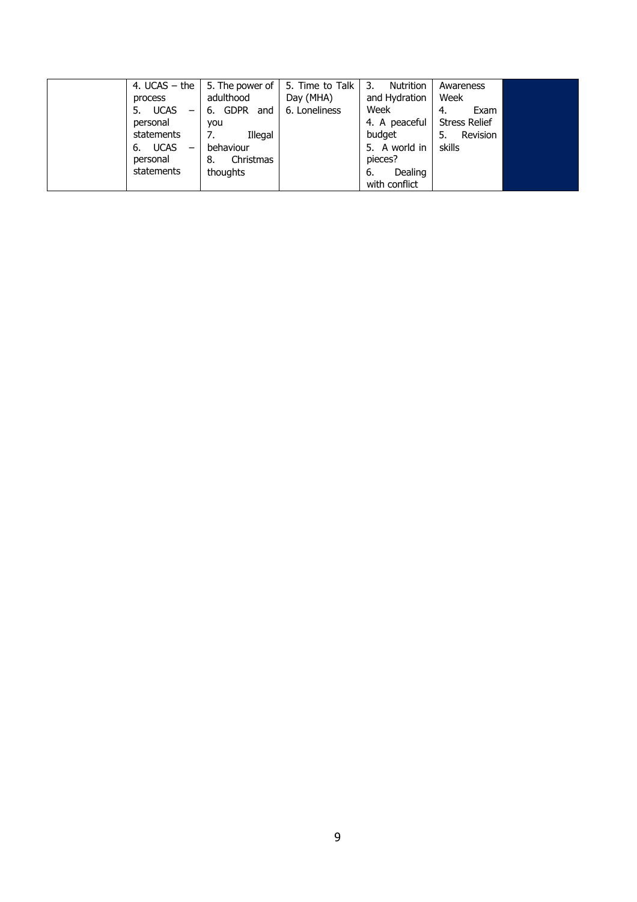| | | | | | | |
|---|---|---|---|---|---|---|
| | 4. UCAS – the process<br>5. UCAS – personal statements<br>6. UCAS – personal statements | 5. The power of adulthood<br>6. GDPR and you<br>7. Illegal behaviour<br>8. Christmas thoughts | 5. Time to Talk Day (MHA)<br>6. Loneliness | 3. Nutrition and Hydration Week<br>4. A peaceful budget<br>5. A world in pieces?<br>6. Dealing with conflict | Awareness Week<br>4. Exam Stress Relief<br>5. Revision skills | |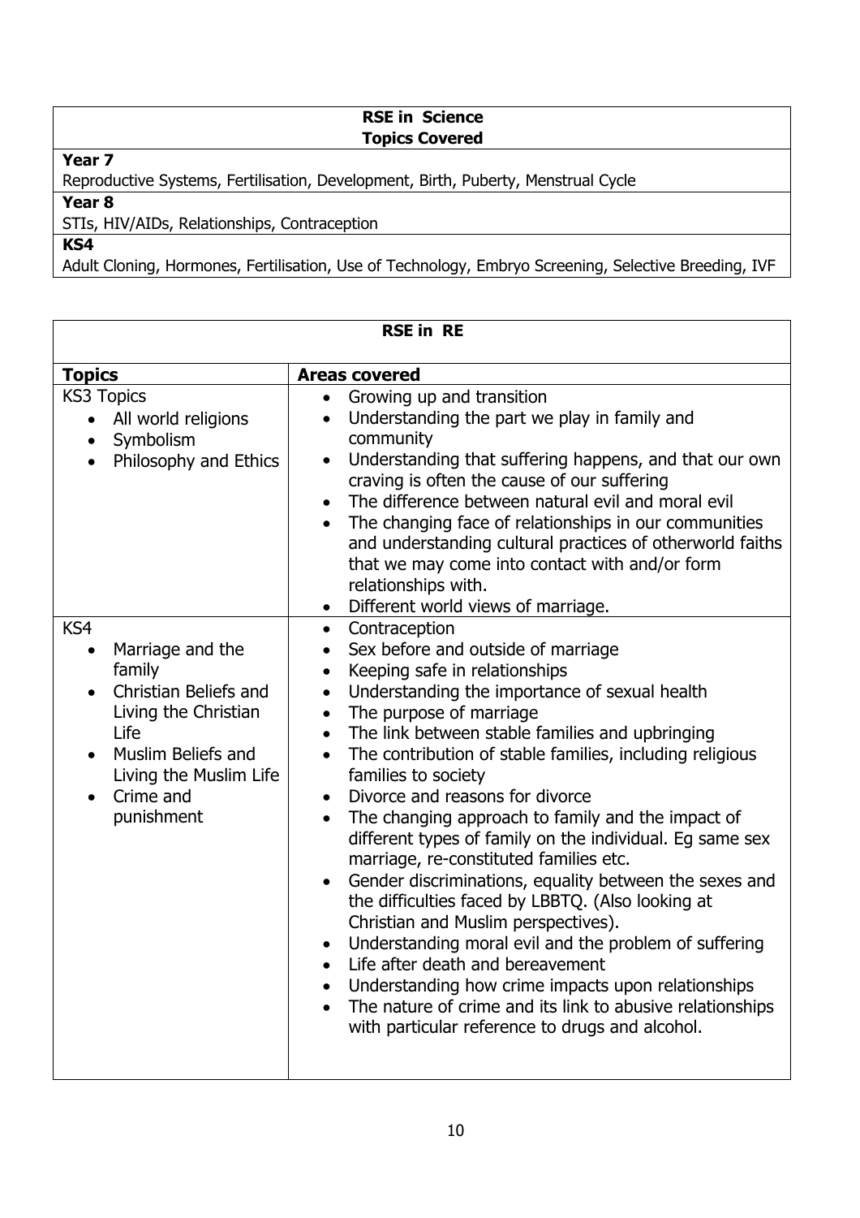| **RSE in Science**<br>**Topics Covered** |
|---|
| **Year 7** |
| Reproductive Systems, Fertilisation, Development, Birth, Puberty, Menstrual Cycle |
| **Year 8** |
| STIs, HIV/AIDs, Relationships, Contraception |
| **KS4** |
| Adult Cloning, Hormones, Fertilisation, Use of Technology, Embryo Screening, Selective Breeding, IVF |

| **RSE in RE** | |
|---|---|
| **Topics** | **Areas covered** |
| KS3 Topics<br>• All world religions<br>• Symbolism<br>• Philosophy and Ethics | • Growing up and transition<br>• Understanding the part we play in family and community<br>• Understanding that suffering happens, and that our own craving is often the cause of our suffering<br>• The difference between natural evil and moral evil<br>• The changing face of relationships in our communities and understanding cultural practices of otherworld faiths that we may come into contact with and/or form relationships with.<br>• Different world views of marriage. |
| KS4<br>• Marriage and the family<br>• Christian Beliefs and Living the Christian Life<br>• Muslim Beliefs and Living the Muslim Life<br>• Crime and punishment | • Contraception<br>• Sex before and outside of marriage<br>• Keeping safe in relationships<br>• Understanding the importance of sexual health<br>• The purpose of marriage<br>• The link between stable families and upbringing<br>• The contribution of stable families, including religious families to society<br>• Divorce and reasons for divorce<br>• The changing approach to family and the impact of different types of family on the individual. Eg same sex marriage, re-constituted families etc.<br>• Gender discriminations, equality between the sexes and the difficulties faced by LBBTQ. (Also looking at Christian and Muslim perspectives).<br>• Understanding moral evil and the problem of suffering<br>• Life after death and bereavement<br>• Understanding how crime impacts upon relationships<br>• The nature of crime and its link to abusive relationships with particular reference to drugs and alcohol. |